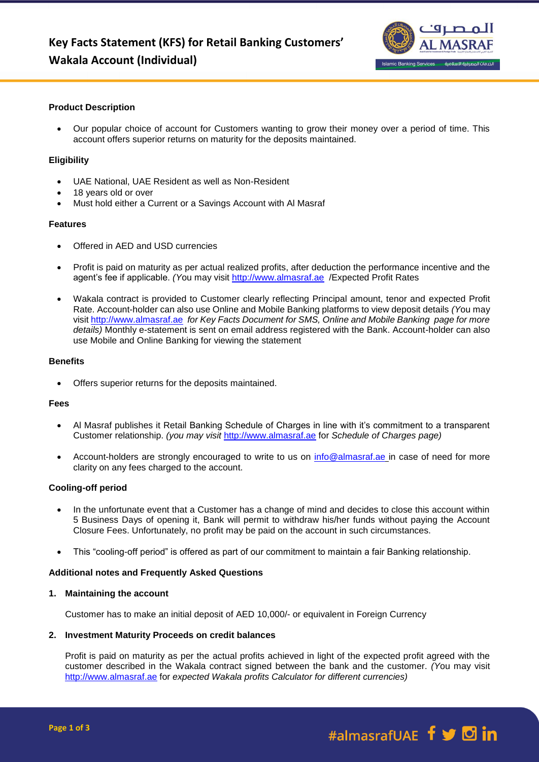# Key Facts Statement (KFS) for Retail Banking Customers' Wakala Account (Individual)

### Product Description

- Our popular choice of account for Customers wanting to grow their money over a period of time. This account offers superior returns on maturity for the deposits maintained.

### Eligibility

- UAE National, UAE Resident as well as Non-Resident
- 18 years old or over
- Must hold either a Current or a Savings Account with Al Masraf

### Features

- Offered in AED and USD currencies
- Profit is paid on maturity as per actual realized profits, after deduction the performance incentive and the agent's fee if applicable. *(You* may visit http://www.almasraf.ae /Expected Profit Rates
- Wakala contract is provided to Customer clearly reflecting Principal amount, tenor and expected Profit Rate. Account-holder can also use Online and Mobile Banking platforms to view deposit details *(You* may visit http://www.almasraf.ae *for Key Facts Document for SMS, Online and Mobile Banking page for more details)* Monthly e-statement is sent on email address registered with the Bank. Account-holder can also use Mobile and Online Banking for viewing the statement

### Benefits

- Offers superior returns for the deposits maintained.

### Fees

- Al Masraf publishes it Retail Banking Schedule of Charges in line with it's commitment to a transparent Customer relationship. *(you may visit* http://www.almasraf.ae for *Schedule of Charges page)*
- Account-holders are strongly encouraged to write to us on info@almasraf.ae in case of need for more clarity on any fees charged to the account.

### Cooling-off period

- In the unfortunate event that a Customer has a change of mind and decides to close this account within 5 Business Days of opening it, Bank will permit to withdraw his/her funds without paying the Account Closure Fees. Unfortunately, no profit may be paid on the account in such circumstances.
- This "cooling-off period" is offered as part of our commitment to maintain a fair Banking relationship.

### Additional notes and Frequently Asked Questions

**1. Maintaining the account**

Customer has to make an initial deposit of AED 10,000/- or equivalent in Foreign Currency

**2. Investment Maturity Proceeds on credit balances**

Profit is paid on maturity as per the actual profits achieved in light of the expected profit agreed with the customer described in the Wakala contract signed between the bank and the customer. *(You* may visit http://www.almasraf.ae for *expected Wakala profits Calculator for different currencies)*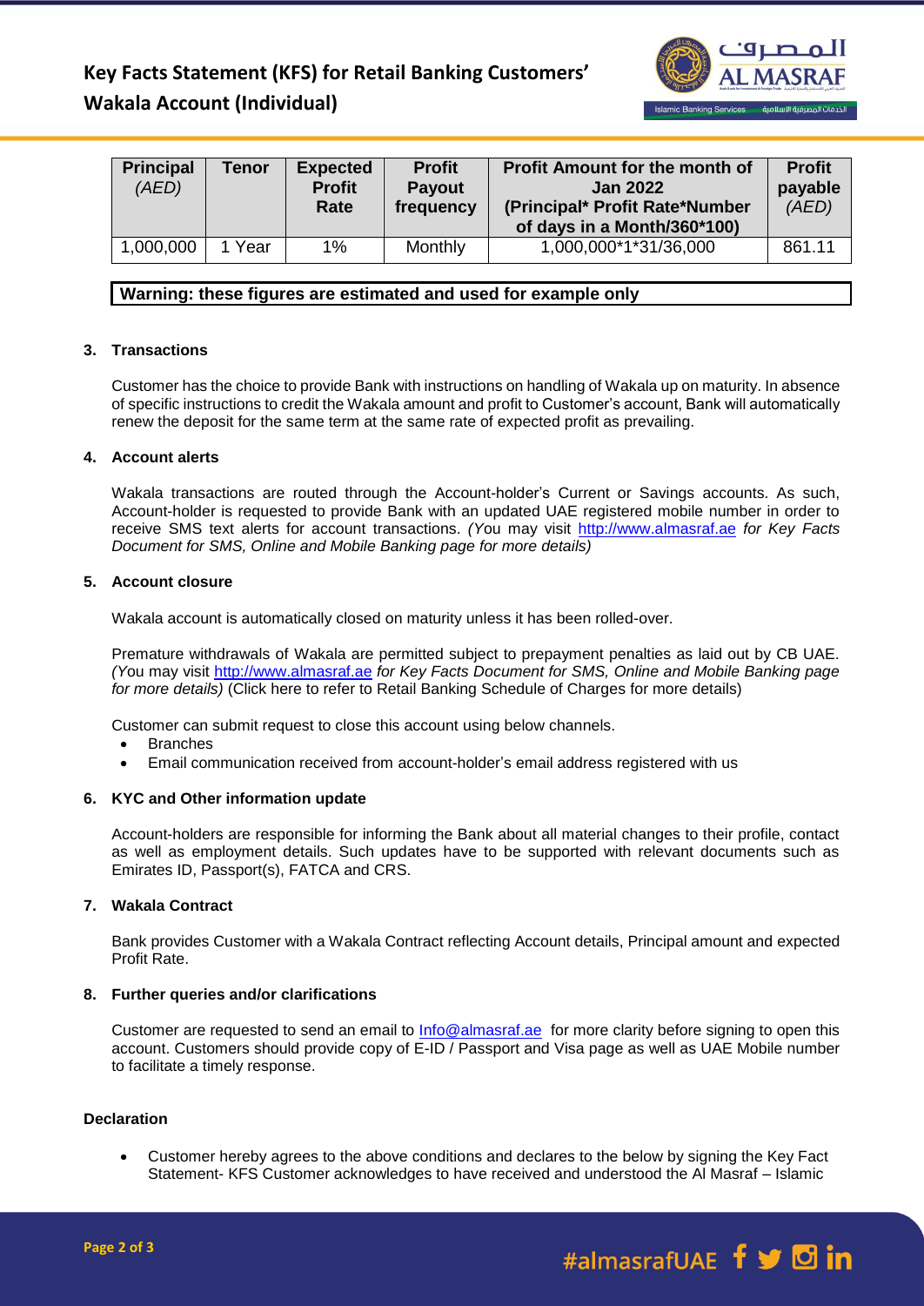| **Principal** *(AED)* | **Tenor** | **Expected Profit Rate** | **Profit Payout frequency** | **Profit Amount for the month of Jan 2022 (Principal* Profit Rate*Number of days in a Month/360*100)** | **Profit payable** *(AED)* |
|---|---|---|---|---|---|
| 1,000,000 | 1 Year | 1% | Monthly | 1,000,000*1*31/36,000 | 861.11 |

**Warning: these figures are estimated and used for example only**

**3. Transactions**

Customer has the choice to provide Bank with instructions on handling of Wakala up on maturity. In absence of specific instructions to credit the Wakala amount and profit to Customer's account, Bank will automatically renew the deposit for the same term at the same rate of expected profit as prevailing.

**4. Account alerts**

Wakala transactions are routed through the Account-holder's Current or Savings accounts. As such, Account-holder is requested to provide Bank with an updated UAE registered mobile number in order to receive SMS text alerts for account transactions. *(You may visit http://www.almasraf.ae for Key Facts Document for SMS, Online and Mobile Banking page for more details)*

**5. Account closure**

Wakala account is automatically closed on maturity unless it has been rolled-over.

Premature withdrawals of Wakala are permitted subject to prepayment penalties as laid out by CB UAE. *(You may visit http://www.almasraf.ae for Key Facts Document for SMS, Online and Mobile Banking page for more details)* (Click here to refer to Retail Banking Schedule of Charges for more details)

Customer can submit request to close this account using below channels.

- Branches
- Email communication received from account-holder's email address registered with us

**6. KYC and Other information update**

Account-holders are responsible for informing the Bank about all material changes to their profile, contact as well as employment details. Such updates have to be supported with relevant documents such as Emirates ID, Passport(s), FATCA and CRS.

**7. Wakala Contract**

Bank provides Customer with a Wakala Contract reflecting Account details, Principal amount and expected Profit Rate.

**8. Further queries and/or clarifications**

Customer are requested to send an email to Info@almasraf.ae for more clarity before signing to open this account. Customers should provide copy of E-ID / Passport and Visa page as well as UAE Mobile number to facilitate a timely response.

**Declaration**

- Customer hereby agrees to the above conditions and declares to the below by signing the Key Fact Statement- KFS Customer acknowledges to have received and understood the Al Masraf – Islamic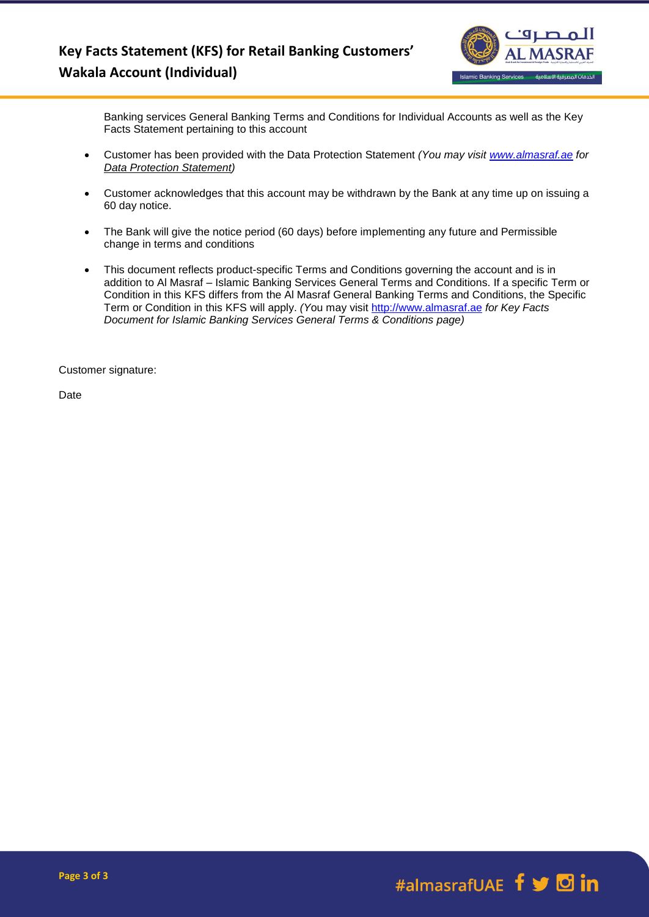Banking services General Banking Terms and Conditions for Individual Accounts as well as the Key Facts Statement pertaining to this account

- Customer has been provided with the Data Protection Statement *(You may visit www.almasraf.ae for Data Protection Statement)*
- Customer acknowledges that this account may be withdrawn by the Bank at any time up on issuing a 60 day notice.
- The Bank will give the notice period (60 days) before implementing any future and Permissible change in terms and conditions
- This document reflects product-specific Terms and Conditions governing the account and is in addition to Al Masraf – Islamic Banking Services General Terms and Conditions. If a specific Term or Condition in this KFS differs from the Al Masraf General Banking Terms and Conditions, the Specific Term or Condition in this KFS will apply. *(You may visit http://www.almasraf.ae for Key Facts Document for Islamic Banking Services General Terms & Conditions page)*

Customer signature:

Date